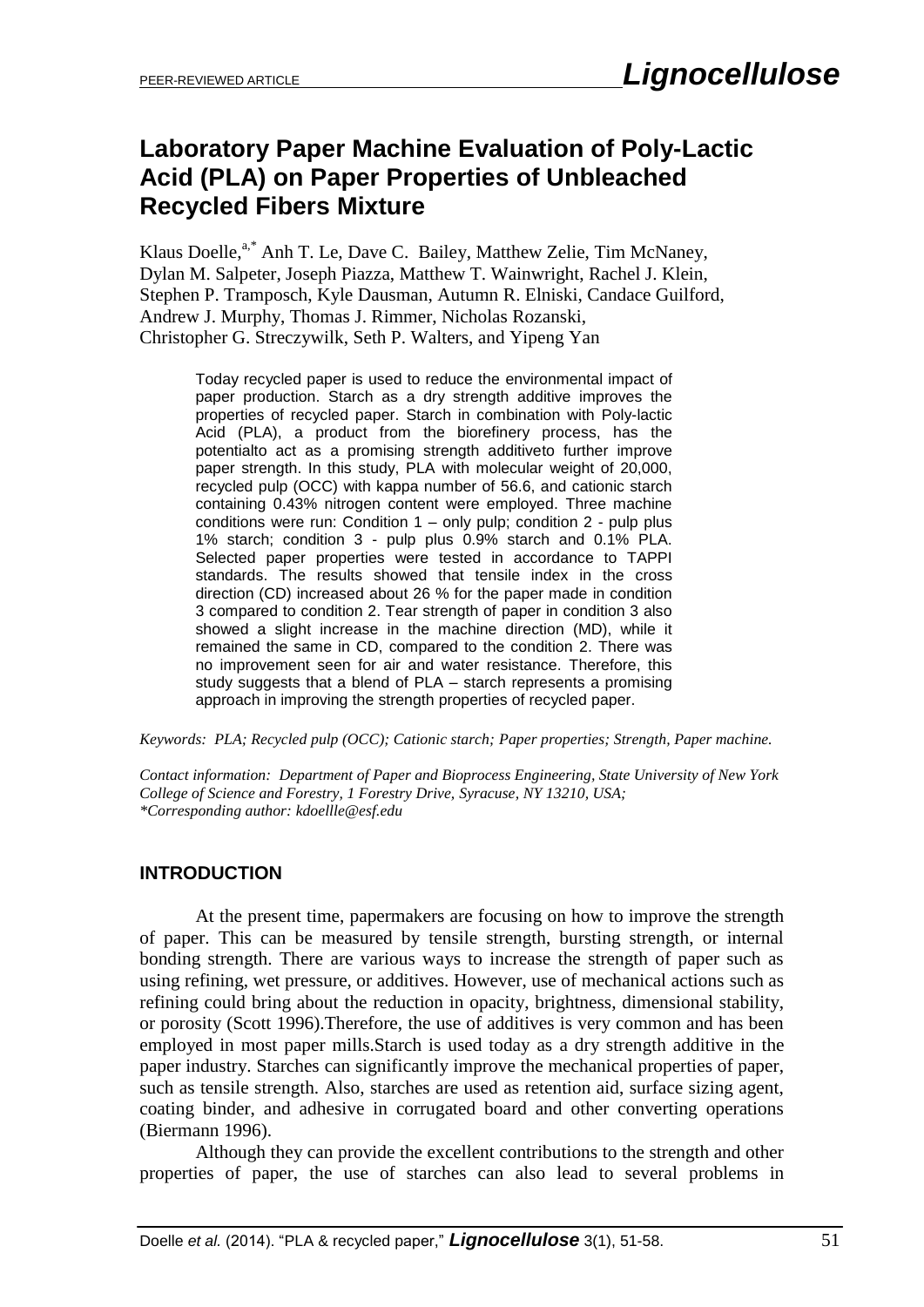# Laboratory Paper Machine Evaluation of Poly-Lactic Acid (PLA) on Paper Properties of Unbleached Recycled Fibers Mixture

Klaus Doelle,[a,*] Anh T. Le, Dave C. Bailey, Matthew Zelie, Tim McNaney, Dylan M. Salpeter, Joseph Piazza, Matthew T. Wainwright, Rachel J. Klein, Stephen P. Tramposch, Kyle Dausman, Autumn R. Elniski, Candace Guilford, Andrew J. Murphy, Thomas J. Rimmer, Nicholas Rozanski, Christopher G. Streczywilk, Seth P. Walters, and Yipeng Yan

Today recycled paper is used to reduce the environmental impact of paper production. Starch as a dry strength additive improves the properties of recycled paper. Starch in combination with Poly-lactic Acid (PLA), a product from the biorefinery process, has the potentialto act as a promising strength additiveto further improve paper strength. In this study, PLA with molecular weight of 20,000, recycled pulp (OCC) with kappa number of 56.6, and cationic starch containing 0.43% nitrogen content were employed. Three machine conditions were run: Condition 1 – only pulp; condition 2 - pulp plus 1% starch; condition 3 - pulp plus 0.9% starch and 0.1% PLA. Selected paper properties were tested in accordance to TAPPI standards. The results showed that tensile index in the cross direction (CD) increased about 26 % for the paper made in condition 3 compared to condition 2. Tear strength of paper in condition 3 also showed a slight increase in the machine direction (MD), while it remained the same in CD, compared to the condition 2. There was no improvement seen for air and water resistance. Therefore, this study suggests that a blend of PLA – starch represents a promising approach in improving the strength properties of recycled paper.

*Keywords: PLA; Recycled pulp (OCC); Cationic starch; Paper properties; Strength, Paper machine.*

*Contact information: Department of Paper and Bioprocess Engineering, State University of New York College of Science and Forestry, 1 Forestry Drive, Syracuse, NY 13210, USA; \*Corresponding author: kdoellle@esf.edu*

## INTRODUCTION

At the present time, papermakers are focusing on how to improve the strength of paper. This can be measured by tensile strength, bursting strength, or internal bonding strength. There are various ways to increase the strength of paper such as using refining, wet pressure, or additives. However, use of mechanical actions such as refining could bring about the reduction in opacity, brightness, dimensional stability, or porosity (Scott 1996).Therefore, the use of additives is very common and has been employed in most paper mills.Starch is used today as a dry strength additive in the paper industry. Starches can significantly improve the mechanical properties of paper, such as tensile strength. Also, starches are used as retention aid, surface sizing agent, coating binder, and adhesive in corrugated board and other converting operations (Biermann 1996).

Although they can provide the excellent contributions to the strength and other properties of paper, the use of starches can also lead to several problems in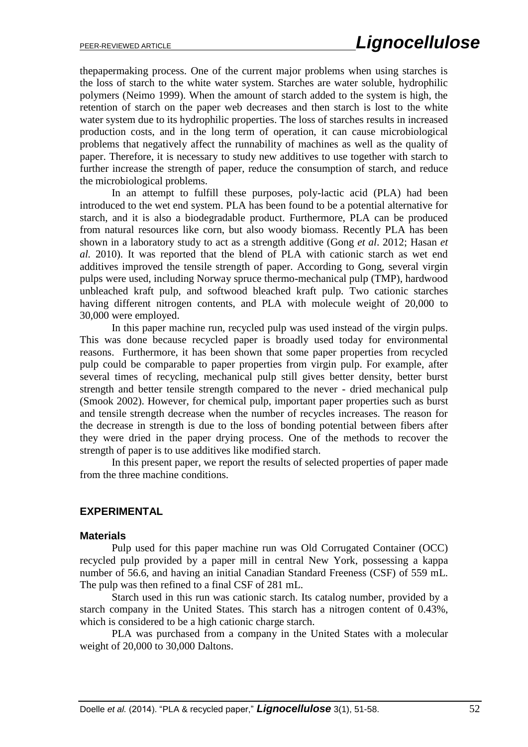thepapermaking process. One of the current major problems when using starches is the loss of starch to the white water system. Starches are water soluble, hydrophilic polymers (Neimo 1999). When the amount of starch added to the system is high, the retention of starch on the paper web decreases and then starch is lost to the white water system due to its hydrophilic properties. The loss of starches results in increased production costs, and in the long term of operation, it can cause microbiological problems that negatively affect the runnability of machines as well as the quality of paper. Therefore, it is necessary to study new additives to use together with starch to further increase the strength of paper, reduce the consumption of starch, and reduce the microbiological problems.

In an attempt to fulfill these purposes, poly-lactic acid (PLA) had been introduced to the wet end system. PLA has been found to be a potential alternative for starch, and it is also a biodegradable product. Furthermore, PLA can be produced from natural resources like corn, but also woody biomass. Recently PLA has been shown in a laboratory study to act as a strength additive (Gong *et al*. 2012; Hasan *et al.* 2010). It was reported that the blend of PLA with cationic starch as wet end additives improved the tensile strength of paper. According to Gong, several virgin pulps were used, including Norway spruce thermo-mechanical pulp (TMP), hardwood unbleached kraft pulp, and softwood bleached kraft pulp. Two cationic starches having different nitrogen contents, and PLA with molecule weight of 20,000 to 30,000 were employed.

In this paper machine run, recycled pulp was used instead of the virgin pulps. This was done because recycled paper is broadly used today for environmental reasons. Furthermore, it has been shown that some paper properties from recycled pulp could be comparable to paper properties from virgin pulp. For example, after several times of recycling, mechanical pulp still gives better density, better burst strength and better tensile strength compared to the never - dried mechanical pulp (Smook 2002). However, for chemical pulp, important paper properties such as burst and tensile strength decrease when the number of recycles increases. The reason for the decrease in strength is due to the loss of bonding potential between fibers after they were dried in the paper drying process. One of the methods to recover the strength of paper is to use additives like modified starch.

In this present paper, we report the results of selected properties of paper made from the three machine conditions.

## EXPERIMENTAL

### Materials

Pulp used for this paper machine run was Old Corrugated Container (OCC) recycled pulp provided by a paper mill in central New York, possessing a kappa number of 56.6, and having an initial Canadian Standard Freeness (CSF) of 559 mL. The pulp was then refined to a final CSF of 281 mL.

Starch used in this run was cationic starch. Its catalog number, provided by a starch company in the United States. This starch has a nitrogen content of 0.43%, which is considered to be a high cationic charge starch.

PLA was purchased from a company in the United States with a molecular weight of 20,000 to 30,000 Daltons.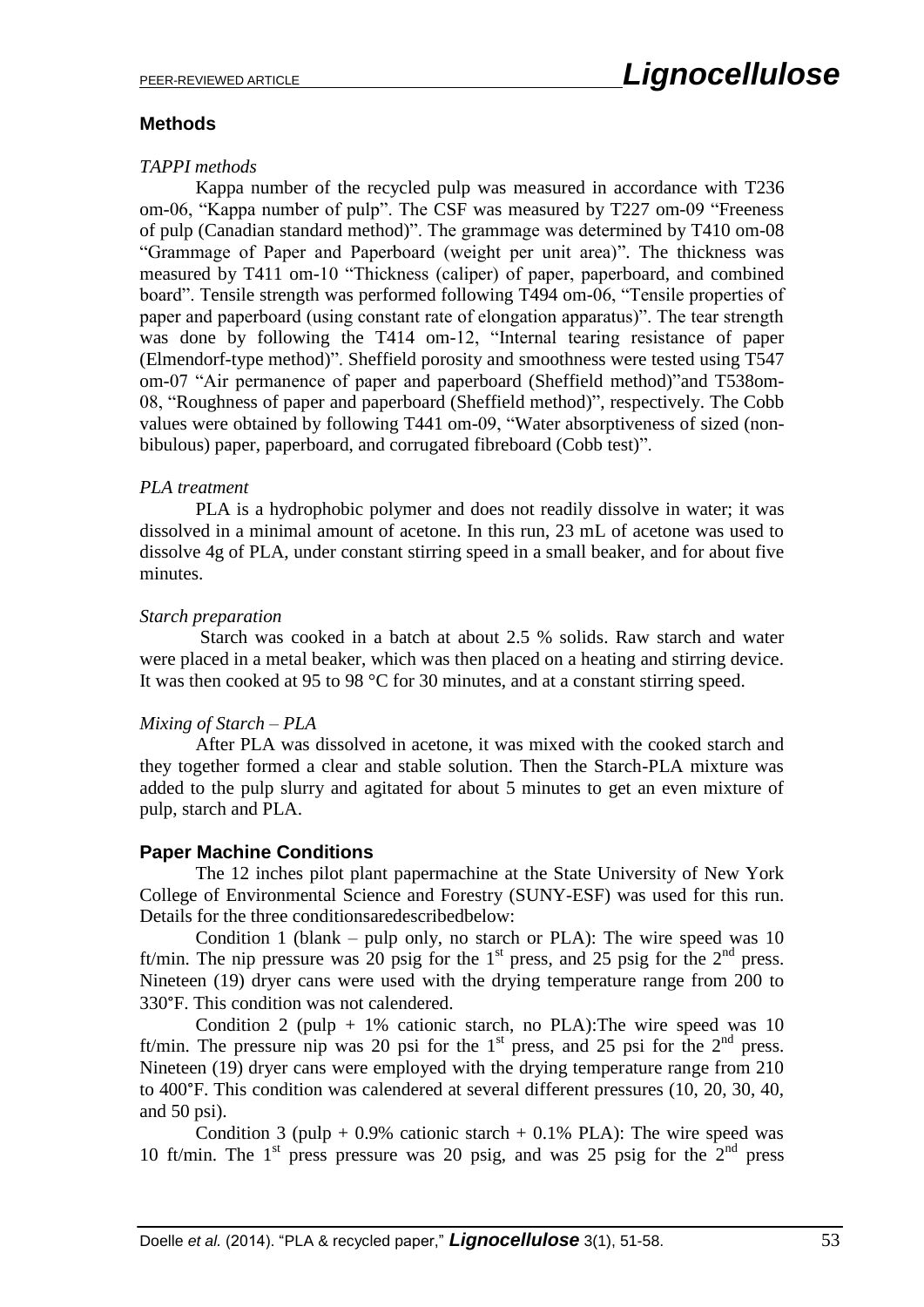## Methods

*TAPPI methods*

Kappa number of the recycled pulp was measured in accordance with T236 om-06, "Kappa number of pulp". The CSF was measured by T227 om-09 "Freeness of pulp (Canadian standard method)". The grammage was determined by T410 om-08 "Grammage of Paper and Paperboard (weight per unit area)". The thickness was measured by T411 om-10 "Thickness (caliper) of paper, paperboard, and combined board". Tensile strength was performed following T494 om-06, "Tensile properties of paper and paperboard (using constant rate of elongation apparatus)". The tear strength was done by following the T414 om-12, "Internal tearing resistance of paper (Elmendorf-type method)". Sheffield porosity and smoothness were tested using T547 om-07 "Air permanence of paper and paperboard (Sheffield method)"and T538om-08, "Roughness of paper and paperboard (Sheffield method)", respectively. The Cobb values were obtained by following T441 om-09, "Water absorptiveness of sized (non-bibulous) paper, paperboard, and corrugated fibreboard (Cobb test)".

*PLA treatment*

PLA is a hydrophobic polymer and does not readily dissolve in water; it was dissolved in a minimal amount of acetone. In this run, 23 mL of acetone was used to dissolve 4g of PLA, under constant stirring speed in a small beaker, and for about five minutes.

*Starch preparation*

Starch was cooked in a batch at about 2.5 % solids. Raw starch and water were placed in a metal beaker, which was then placed on a heating and stirring device. It was then cooked at 95 to 98 °C for 30 minutes, and at a constant stirring speed.

*Mixing of Starch – PLA*

After PLA was dissolved in acetone, it was mixed with the cooked starch and they together formed a clear and stable solution. Then the Starch-PLA mixture was added to the pulp slurry and agitated for about 5 minutes to get an even mixture of pulp, starch and PLA.

## Paper Machine Conditions

The 12 inches pilot plant papermachine at the State University of New York College of Environmental Science and Forestry (SUNY-ESF) was used for this run. Details for the three conditionsaredescribedbelow:

Condition 1 (blank – pulp only, no starch or PLA): The wire speed was 10 ft/min. The nip pressure was 20 psig for the 1st press, and 25 psig for the 2nd press. Nineteen (19) dryer cans were used with the drying temperature range from 200 to 330°F. This condition was not calendered.

Condition 2 (pulp + 1% cationic starch, no PLA):The wire speed was 10 ft/min. The pressure nip was 20 psi for the 1st press, and 25 psi for the 2nd press. Nineteen (19) dryer cans were employed with the drying temperature range from 210 to 400°F. This condition was calendered at several different pressures (10, 20, 30, 40, and 50 psi).

Condition 3 (pulp + 0.9% cationic starch + 0.1% PLA): The wire speed was 10 ft/min. The 1st press pressure was 20 psig, and was 25 psig for the 2nd press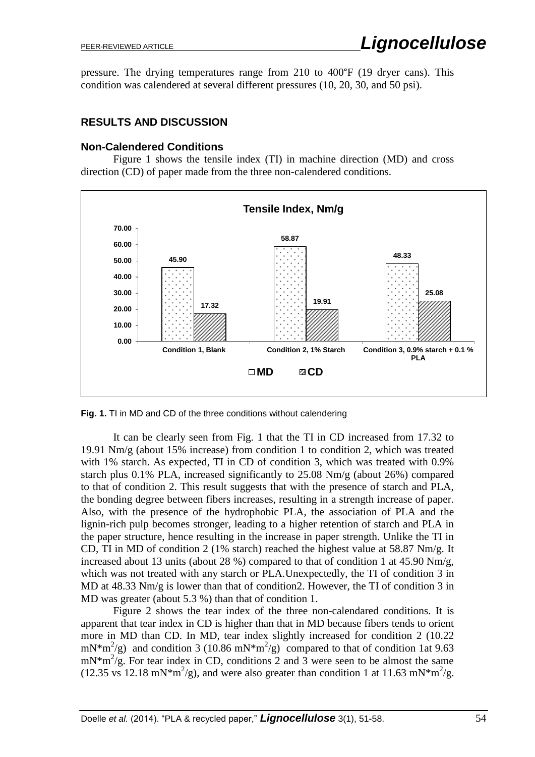pressure. The drying temperatures range from 210 to 400°F (19 dryer cans). This condition was calendered at several different pressures (10, 20, 30, and 50 psi).

## RESULTS AND DISCUSSION

### Non-Calendered Conditions

Figure 1 shows the tensile index (TI) in machine direction (MD) and cross direction (CD) of paper made from the three non-calendered conditions.

**Fig. 1.** TI in MD and CD of the three conditions without calendering

It can be clearly seen from Fig. 1 that the TI in CD increased from 17.32 to 19.91 Nm/g (about 15% increase) from condition 1 to condition 2, which was treated with 1% starch. As expected, TI in CD of condition 3, which was treated with 0.9% starch plus 0.1% PLA, increased significantly to 25.08 Nm/g (about 26%) compared to that of condition 2. This result suggests that with the presence of starch and PLA, the bonding degree between fibers increases, resulting in a strength increase of paper. Also, with the presence of the hydrophobic PLA, the association of PLA and the lignin-rich pulp becomes stronger, leading to a higher retention of starch and PLA in the paper structure, hence resulting in the increase in paper strength. Unlike the TI in CD, TI in MD of condition 2 (1% starch) reached the highest value at 58.87 Nm/g. It increased about 13 units (about 28 %) compared to that of condition 1 at 45.90 Nm/g, which was not treated with any starch or PLA.Unexpectedly, the TI of condition 3 in MD at 48.33 Nm/g is lower than that of condition2. However, the TI of condition 3 in MD was greater (about 5.3 %) than that of condition 1.

Figure 2 shows the tear index of the three non-calendared conditions. It is apparent that tear index in CD is higher than that in MD because fibers tends to orient more in MD than CD. In MD, tear index slightly increased for condition 2 (10.22 $mN*m^2/g$) and condition 3 (10.86 $mN*m^2/g$) compared to that of condition 1at 9.63 $mN*m^2/g$. For tear index in CD, conditions 2 and 3 were seen to be almost the same (12.35 vs 12.18 $mN*m^2/g$), and were also greater than condition 1 at 11.63 $mN*m^2/g$.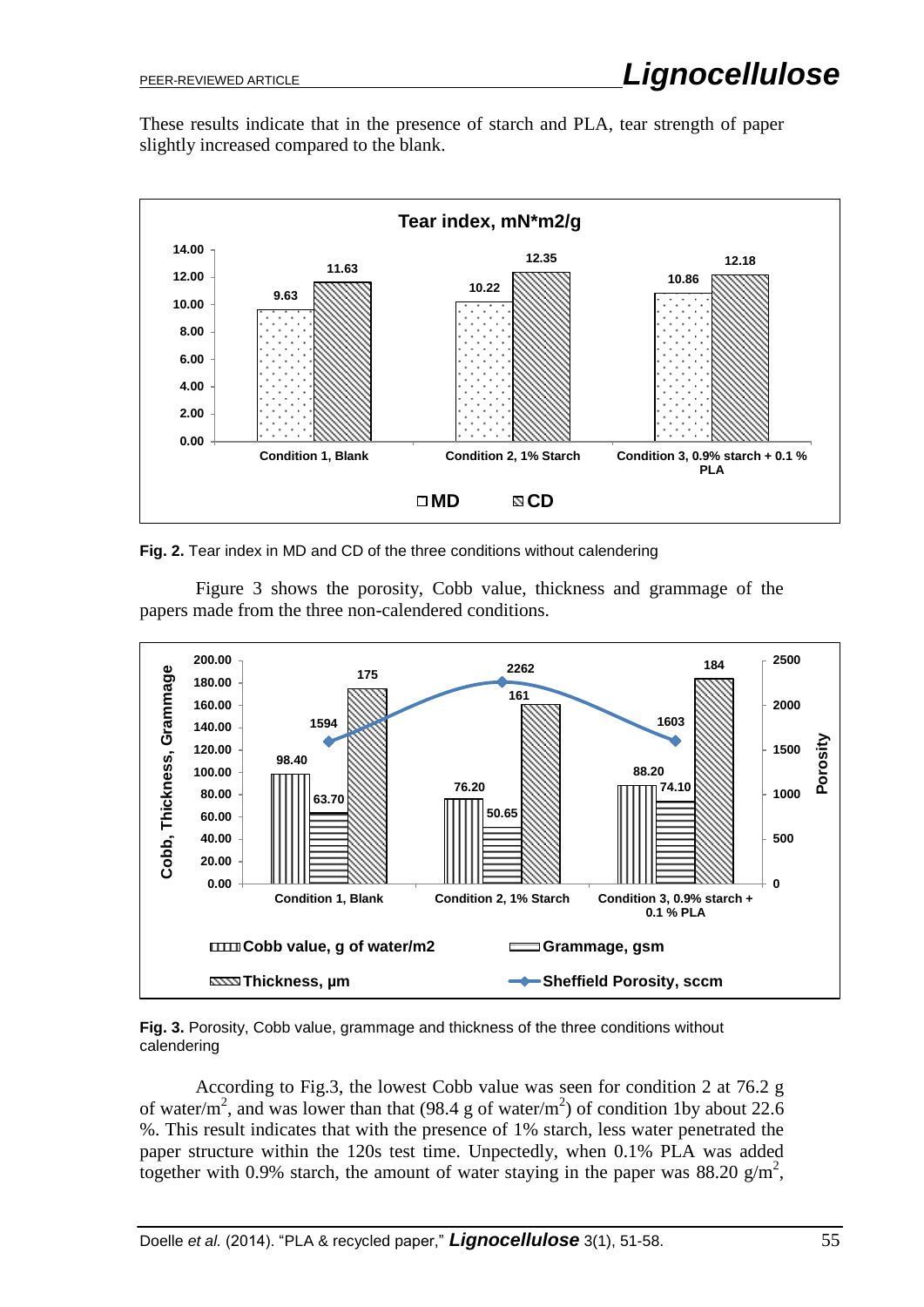These results indicate that in the presence of starch and PLA, tear strength of paper slightly increased compared to the blank.

**Fig. 2.** Tear index in MD and CD of the three conditions without calendering

Figure 3 shows the porosity, Cobb value, thickness and grammage of the papers made from the three non-calendered conditions.

**Fig. 3.** Porosity, Cobb value, grammage and thickness of the three conditions without calendering

According to Fig.3, the lowest Cobb value was seen for condition 2 at 76.2 g of water/$m^2$, and was lower than that (98.4 g of water/$m^2$) of condition 1by about 22.6 %. This result indicates that with the presence of 1% starch, less water penetrated the paper structure within the 120s test time. Unpectedly, when 0.1% PLA was added together with 0.9% starch, the amount of water staying in the paper was 88.20 g/$m^2$,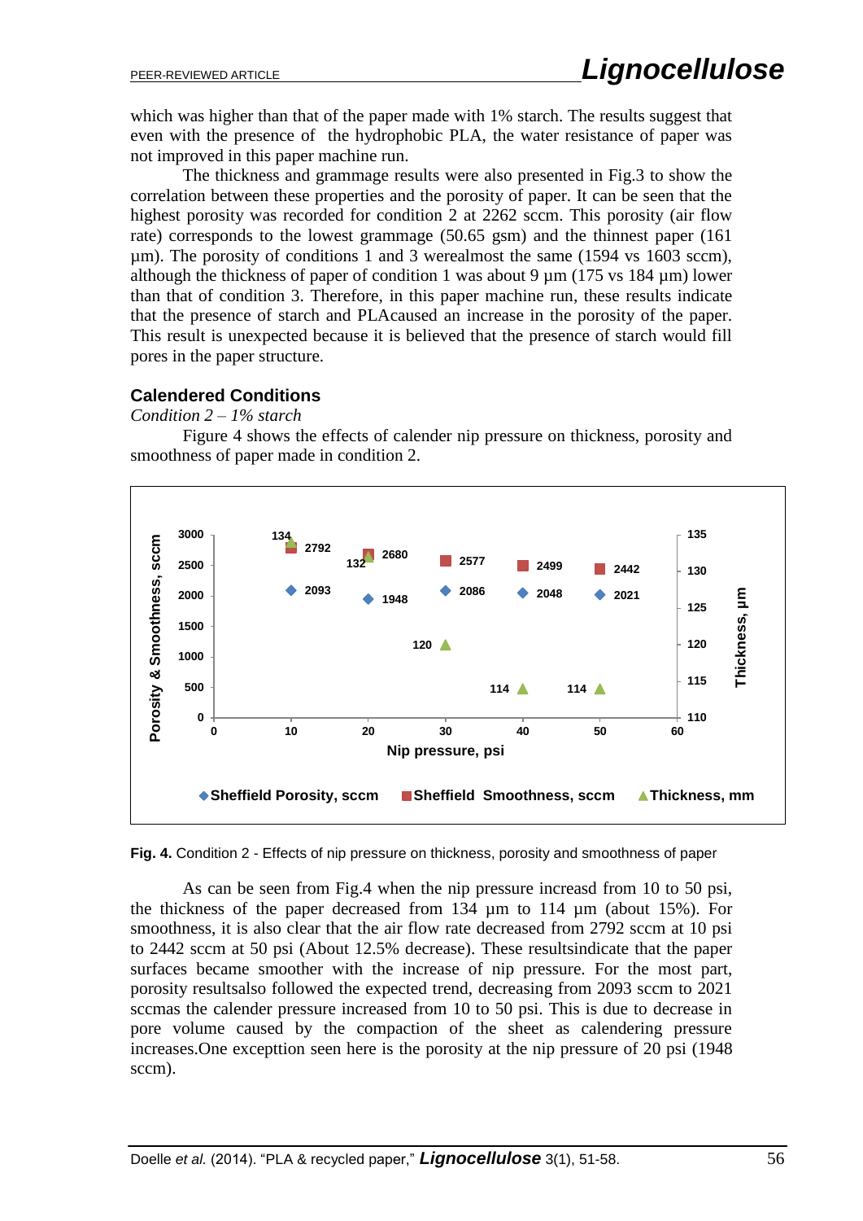which was higher than that of the paper made with 1% starch. The results suggest that even with the presence of the hydrophobic PLA, the water resistance of paper was not improved in this paper machine run.

The thickness and grammage results were also presented in Fig.3 to show the correlation between these properties and the porosity of paper. It can be seen that the highest porosity was recorded for condition 2 at 2262 sccm. This porosity (air flow rate) corresponds to the lowest grammage (50.65 gsm) and the thinnest paper (161 µm). The porosity of conditions 1 and 3 werealmost the same (1594 vs 1603 sccm), although the thickness of paper of condition 1 was about 9 µm (175 vs 184 µm) lower than that of condition 3. Therefore, in this paper machine run, these results indicate that the presence of starch and PLAcaused an increase in the porosity of the paper. This result is unexpected because it is believed that the presence of starch would fill pores in the paper structure.

### Calendered Conditions

*Condition 2 – 1% starch*

Figure 4 shows the effects of calender nip pressure on thickness, porosity and smoothness of paper made in condition 2.

**Fig. 4.** Condition 2 - Effects of nip pressure on thickness, porosity and smoothness of paper

As can be seen from Fig.4 when the nip pressure increasd from 10 to 50 psi, the thickness of the paper decreased from 134 µm to 114 µm (about 15%). For smoothness, it is also clear that the air flow rate decreased from 2792 sccm at 10 psi to 2442 sccm at 50 psi (About 12.5% decrease). These resultsindicate that the paper surfaces became smoother with the increase of nip pressure. For the most part, porosity resultsalso followed the expected trend, decreasing from 2093 sccm to 2021 sccmas the calender pressure increased from 10 to 50 psi. This is due to decrease in pore volume caused by the compaction of the sheet as calendering pressure increases.One excepttion seen here is the porosity at the nip pressure of 20 psi (1948 sccm).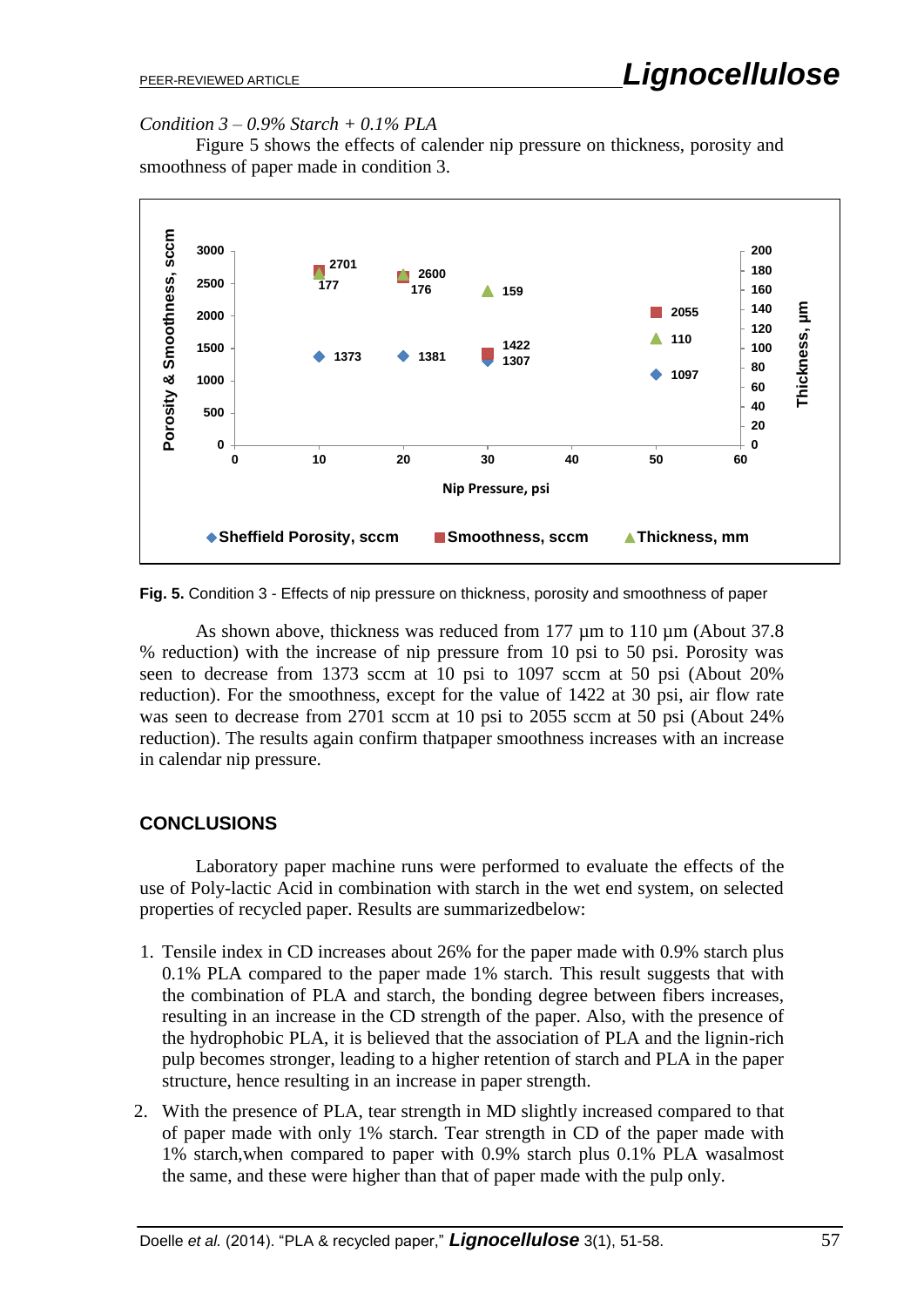*Condition 3 – 0.9% Starch + 0.1% PLA*

Figure 5 shows the effects of calender nip pressure on thickness, porosity and smoothness of paper made in condition 3.

**Fig. 5.** Condition 3 - Effects of nip pressure on thickness, porosity and smoothness of paper

As shown above, thickness was reduced from 177 µm to 110 µm (About 37.8 % reduction) with the increase of nip pressure from 10 psi to 50 psi. Porosity was seen to decrease from 1373 sccm at 10 psi to 1097 sccm at 50 psi (About 20% reduction). For the smoothness, except for the value of 1422 at 30 psi, air flow rate was seen to decrease from 2701 sccm at 10 psi to 2055 sccm at 50 psi (About 24% reduction). The results again confirm thatpaper smoothness increases with an increase in calendar nip pressure.

## CONCLUSIONS

Laboratory paper machine runs were performed to evaluate the effects of the use of Poly-lactic Acid in combination with starch in the wet end system, on selected properties of recycled paper. Results are summarizedbelow:

1. Tensile index in CD increases about 26% for the paper made with 0.9% starch plus 0.1% PLA compared to the paper made 1% starch. This result suggests that with the combination of PLA and starch, the bonding degree between fibers increases, resulting in an increase in the CD strength of the paper. Also, with the presence of the hydrophobic PLA, it is believed that the association of PLA and the lignin-rich pulp becomes stronger, leading to a higher retention of starch and PLA in the paper structure, hence resulting in an increase in paper strength.
2. With the presence of PLA, tear strength in MD slightly increased compared to that of paper made with only 1% starch. Tear strength in CD of the paper made with 1% starch,when compared to paper with 0.9% starch plus 0.1% PLA wasalmost the same, and these were higher than that of paper made with the pulp only.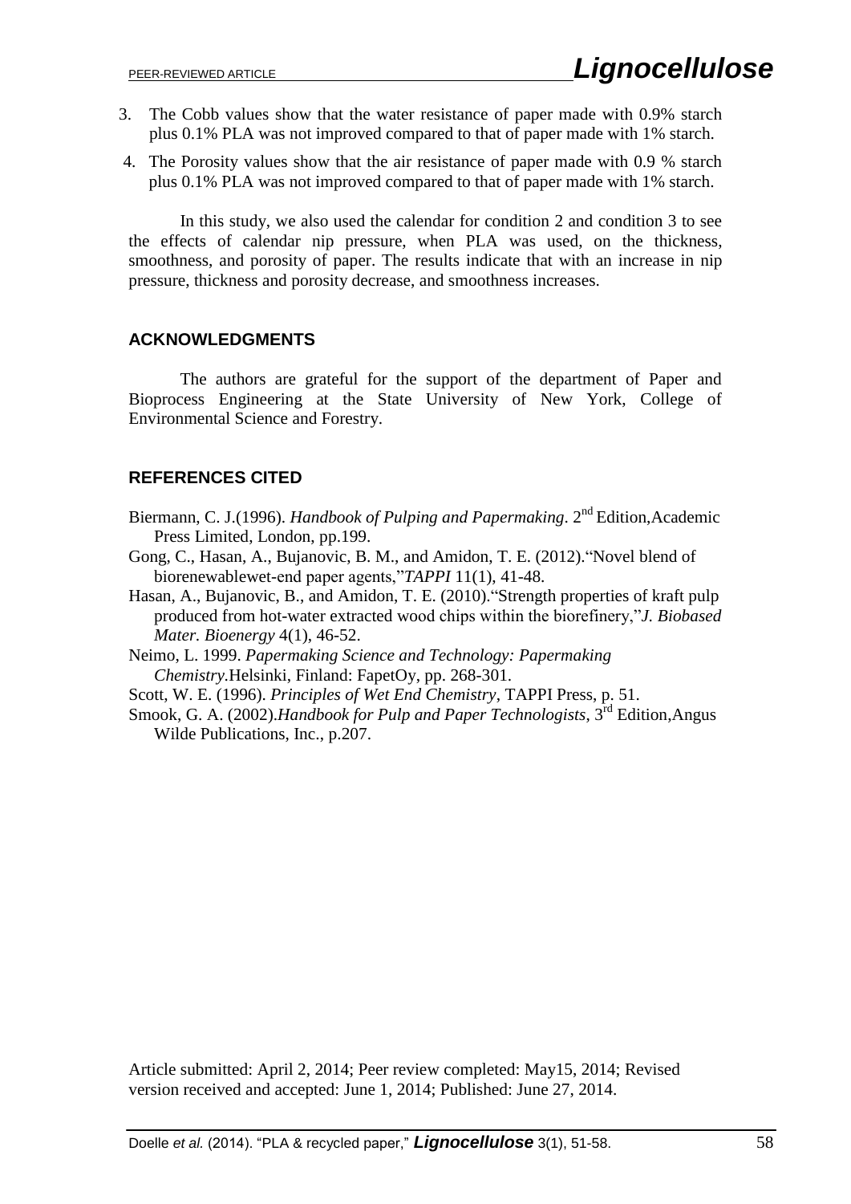3. The Cobb values show that the water resistance of paper made with 0.9% starch plus 0.1% PLA was not improved compared to that of paper made with 1% starch.
4. The Porosity values show that the air resistance of paper made with 0.9 % starch plus 0.1% PLA was not improved compared to that of paper made with 1% starch.

In this study, we also used the calendar for condition 2 and condition 3 to see the effects of calendar nip pressure, when PLA was used, on the thickness, smoothness, and porosity of paper. The results indicate that with an increase in nip pressure, thickness and porosity decrease, and smoothness increases.

## ACKNOWLEDGMENTS

The authors are grateful for the support of the department of Paper and Bioprocess Engineering at the State University of New York, College of Environmental Science and Forestry.

## REFERENCES CITED

Biermann, C. J.(1996). *Handbook of Pulping and Papermaking*. 2nd Edition,Academic Press Limited, London, pp.199.

Gong, C., Hasan, A., Bujanovic, B. M., and Amidon, T. E. (2012).“Novel blend of biorenewablewet-end paper agents,”*TAPPI* 11(1), 41-48.

Hasan, A., Bujanovic, B., and Amidon, T. E. (2010).“Strength properties of kraft pulp produced from hot-water extracted wood chips within the biorefinery,”*J. Biobased Mater. Bioenergy* 4(1), 46-52.

Neimo, L. 1999. *Papermaking Science and Technology: Papermaking Chemistry*.Helsinki, Finland: FapetOy, pp. 268-301.

Scott, W. E. (1996). *Principles of Wet End Chemistry*, TAPPI Press, p. 51.

Smook, G. A. (2002).*Handbook for Pulp and Paper Technologists*, 3rd Edition,Angus Wilde Publications, Inc., p.207.

Article submitted: April 2, 2014; Peer review completed: May15, 2014; Revised version received and accepted: June 1, 2014; Published: June 27, 2014.